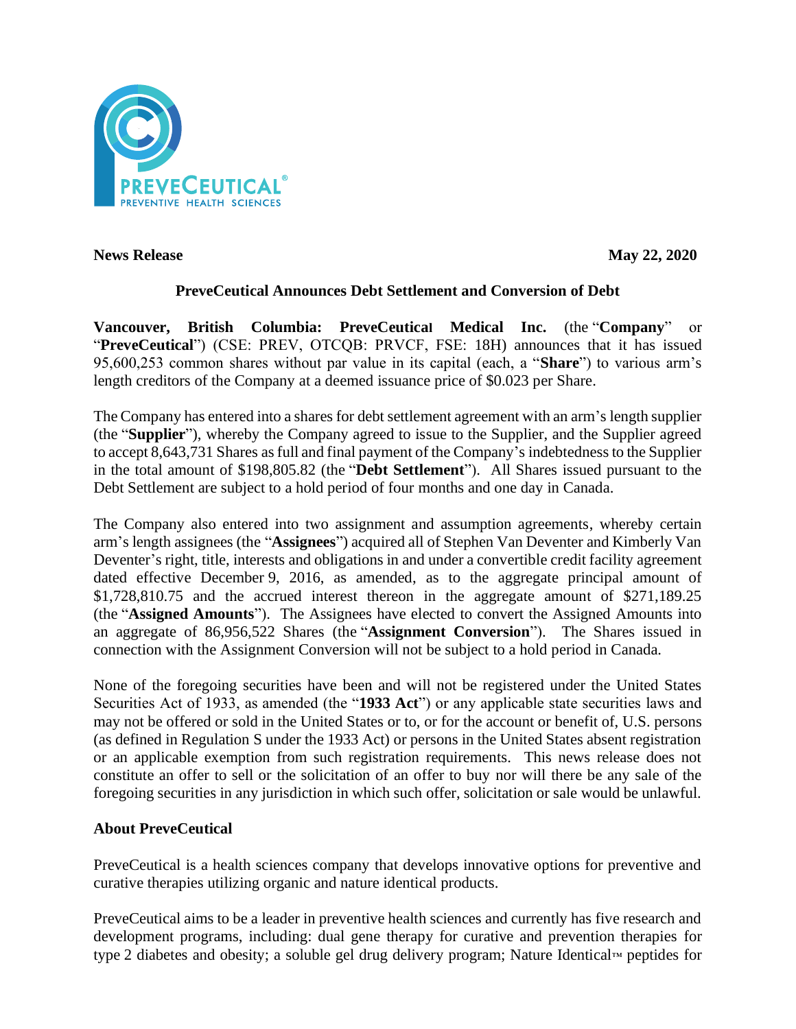**News Release** **May 22, 2020**

## PreveCeutical Announces Debt Settlement and Conversion of Debt

**Vancouver, British Columbia: PreveCeutical Medical Inc.** (the "**Company**" or "**PreveCeutical**") (CSE: PREV, OTCQB: PRVCF, FSE: 18H) announces that it has issued 95,600,253 common shares without par value in its capital (each, a "**Share**") to various arm's length creditors of the Company at a deemed issuance price of $0.023 per Share.

The Company has entered into a shares for debt settlement agreement with an arm's length supplier (the "**Supplier**"), whereby the Company agreed to issue to the Supplier, and the Supplier agreed to accept 8,643,731 Shares as full and final payment of the Company's indebtedness to the Supplier in the total amount of $198,805.82 (the "**Debt Settlement**"). All Shares issued pursuant to the Debt Settlement are subject to a hold period of four months and one day in Canada.

The Company also entered into two assignment and assumption agreements, whereby certain arm's length assignees (the "**Assignees**") acquired all of Stephen Van Deventer and Kimberly Van Deventer's right, title, interests and obligations in and under a convertible credit facility agreement dated effective December 9, 2016, as amended, as to the aggregate principal amount of $1,728,810.75 and the accrued interest thereon in the aggregate amount of $271,189.25 (the "**Assigned Amounts**"). The Assignees have elected to convert the Assigned Amounts into an aggregate of 86,956,522 Shares (the "**Assignment Conversion**"). The Shares issued in connection with the Assignment Conversion will not be subject to a hold period in Canada.

None of the foregoing securities have been and will not be registered under the United States Securities Act of 1933, as amended (the "**1933 Act**") or any applicable state securities laws and may not be offered or sold in the United States or to, or for the account or benefit of, U.S. persons (as defined in Regulation S under the 1933 Act) or persons in the United States absent registration or an applicable exemption from such registration requirements. This news release does not constitute an offer to sell or the solicitation of an offer to buy nor will there be any sale of the foregoing securities in any jurisdiction in which such offer, solicitation or sale would be unlawful.

### About PreveCeutical

PreveCeutical is a health sciences company that develops innovative options for preventive and curative therapies utilizing organic and nature identical products.

PreveCeutical aims to be a leader in preventive health sciences and currently has five research and development programs, including: dual gene therapy for curative and prevention therapies for type 2 diabetes and obesity; a soluble gel drug delivery program; Nature Identical™ peptides for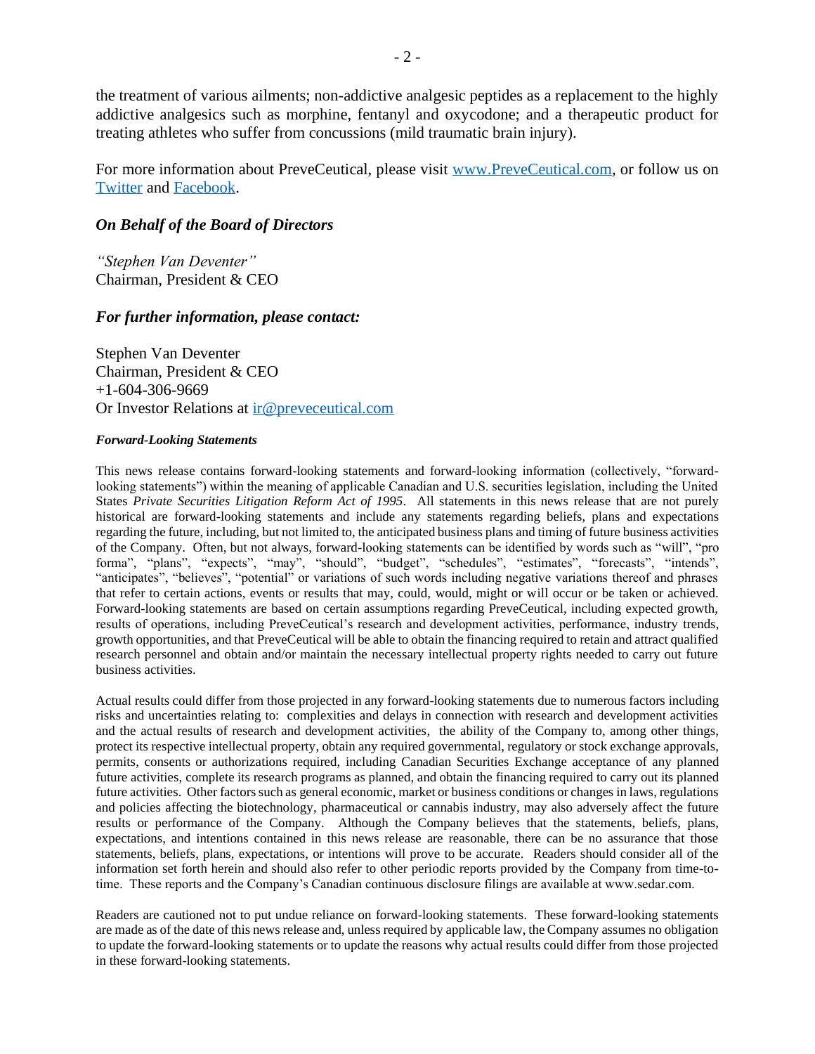the treatment of various ailments; non-addictive analgesic peptides as a replacement to the highly addictive analgesics such as morphine, fentanyl and oxycodone; and a therapeutic product for treating athletes who suffer from concussions (mild traumatic brain injury).

For more information about PreveCeutical, please visit [www.PreveCeutical.com](www.PreveCeutical.com), or follow us on [Twitter]() and [Facebook]().

***On Behalf of the Board of Directors***

*"Stephen Van Deventer"*
Chairman, President & CEO

***For further information, please contact:***

Stephen Van Deventer
Chairman, President & CEO
+1-604-306-9669
Or Investor Relations at [ir@preveceutical.com](mailto:ir@preveceutical.com)

***Forward-Looking Statements***

This news release contains forward-looking statements and forward-looking information (collectively, "forward-looking statements") within the meaning of applicable Canadian and U.S. securities legislation, including the United States *Private Securities Litigation Reform Act of 1995*. All statements in this news release that are not purely historical are forward-looking statements and include any statements regarding beliefs, plans and expectations regarding the future, including, but not limited to, the anticipated business plans and timing of future business activities of the Company. Often, but not always, forward-looking statements can be identified by words such as "will", "pro forma", "plans", "expects", "may", "should", "budget", "schedules", "estimates", "forecasts", "intends", "anticipates", "believes", "potential" or variations of such words including negative variations thereof and phrases that refer to certain actions, events or results that may, could, would, might or will occur or be taken or achieved. Forward-looking statements are based on certain assumptions regarding PreveCeutical, including expected growth, results of operations, including PreveCeutical's research and development activities, performance, industry trends, growth opportunities, and that PreveCeutical will be able to obtain the financing required to retain and attract qualified research personnel and obtain and/or maintain the necessary intellectual property rights needed to carry out future business activities.

Actual results could differ from those projected in any forward-looking statements due to numerous factors including risks and uncertainties relating to: complexities and delays in connection with research and development activities and the actual results of research and development activities, the ability of the Company to, among other things, protect its respective intellectual property, obtain any required governmental, regulatory or stock exchange approvals, permits, consents or authorizations required, including Canadian Securities Exchange acceptance of any planned future activities, complete its research programs as planned, and obtain the financing required to carry out its planned future activities. Other factors such as general economic, market or business conditions or changes in laws, regulations and policies affecting the biotechnology, pharmaceutical or cannabis industry, may also adversely affect the future results or performance of the Company. Although the Company believes that the statements, beliefs, plans, expectations, and intentions contained in this news release are reasonable, there can be no assurance that those statements, beliefs, plans, expectations, or intentions will prove to be accurate. Readers should consider all of the information set forth herein and should also refer to other periodic reports provided by the Company from time-to-time. These reports and the Company's Canadian continuous disclosure filings are available at www.sedar.com.

Readers are cautioned not to put undue reliance on forward-looking statements. These forward-looking statements are made as of the date of this news release and, unless required by applicable law, the Company assumes no obligation to update the forward-looking statements or to update the reasons why actual results could differ from those projected in these forward-looking statements.